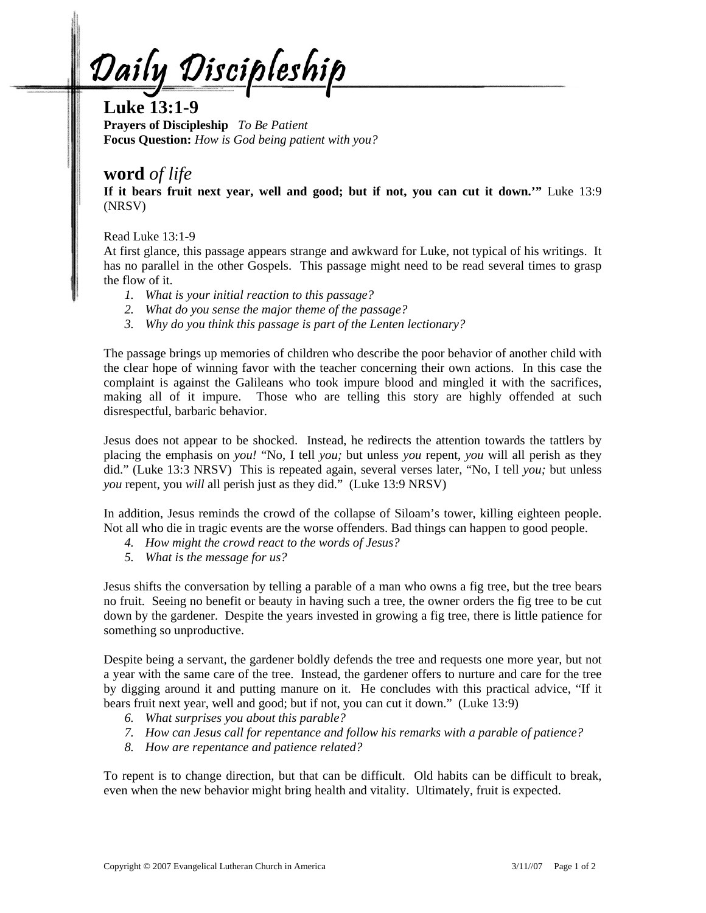# Daily Discipleship

## Luke 13:1-9

**Prayers of Discipleship** *To Be Patient*
**Focus Question:** *How is God being patient with you?*

## **word** *of life*

**If it bears fruit next year, well and good; but if not, you can cut it down.'"** Luke 13:9 (NRSV)

Read Luke 13:1-9
At first glance, this passage appears strange and awkward for Luke, not typical of his writings. It has no parallel in the other Gospels. This passage might need to be read several times to grasp the flow of it.

1. *What is your initial reaction to this passage?*
2. *What do you sense the major theme of the passage?*
3. *Why do you think this passage is part of the Lenten lectionary?*

The passage brings up memories of children who describe the poor behavior of another child with the clear hope of winning favor with the teacher concerning their own actions. In this case the complaint is against the Galileans who took impure blood and mingled it with the sacrifices, making all of it impure. Those who are telling this story are highly offended at such disrespectful, barbaric behavior.

Jesus does not appear to be shocked. Instead, he redirects the attention towards the tattlers by placing the emphasis on *you!* "No, I tell *you;* but unless *you* repent, *you* will all perish as they did." (Luke 13:3 NRSV) This is repeated again, several verses later, "No, I tell *you;* but unless *you* repent, you *will* all perish just as they did." (Luke 13:9 NRSV)

In addition, Jesus reminds the crowd of the collapse of Siloam's tower, killing eighteen people. Not all who die in tragic events are the worse offenders. Bad things can happen to good people.

4. *How might the crowd react to the words of Jesus?*
5. *What is the message for us?*

Jesus shifts the conversation by telling a parable of a man who owns a fig tree, but the tree bears no fruit. Seeing no benefit or beauty in having such a tree, the owner orders the fig tree to be cut down by the gardener. Despite the years invested in growing a fig tree, there is little patience for something so unproductive.

Despite being a servant, the gardener boldly defends the tree and requests one more year, but not a year with the same care of the tree. Instead, the gardener offers to nurture and care for the tree by digging around it and putting manure on it. He concludes with this practical advice, "If it bears fruit next year, well and good; but if not, you can cut it down." (Luke 13:9)

6. *What surprises you about this parable?*
7. *How can Jesus call for repentance and follow his remarks with a parable of patience?*
8. *How are repentance and patience related?*

To repent is to change direction, but that can be difficult. Old habits can be difficult to break, even when the new behavior might bring health and vitality. Ultimately, fruit is expected.

Copyright © 2007 Evangelical Lutheran Church in America 3/11//07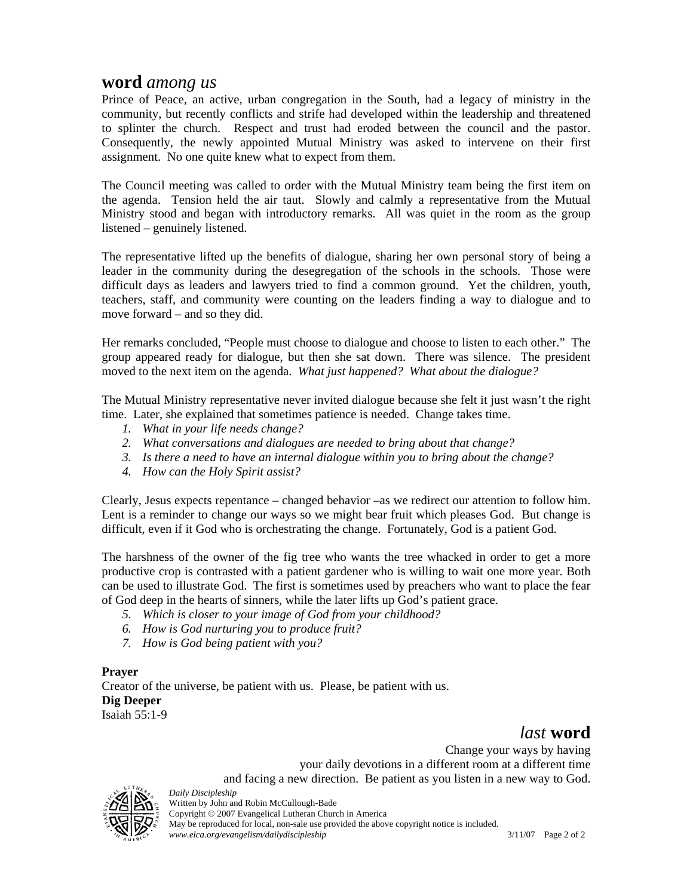## **word** *among us*

Prince of Peace, an active, urban congregation in the South, had a legacy of ministry in the community, but recently conflicts and strife had developed within the leadership and threatened to splinter the church. Respect and trust had eroded between the council and the pastor. Consequently, the newly appointed Mutual Ministry was asked to intervene on their first assignment. No one quite knew what to expect from them.

The Council meeting was called to order with the Mutual Ministry team being the first item on the agenda. Tension held the air taut. Slowly and calmly a representative from the Mutual Ministry stood and began with introductory remarks. All was quiet in the room as the group listened – genuinely listened.

The representative lifted up the benefits of dialogue, sharing her own personal story of being a leader in the community during the desegregation of the schools in the schools. Those were difficult days as leaders and lawyers tried to find a common ground. Yet the children, youth, teachers, staff, and community were counting on the leaders finding a way to dialogue and to move forward – and so they did.

Her remarks concluded, "People must choose to dialogue and choose to listen to each other." The group appeared ready for dialogue, but then she sat down. There was silence. The president moved to the next item on the agenda. *What just happened? What about the dialogue?*

The Mutual Ministry representative never invited dialogue because she felt it just wasn't the right time. Later, she explained that sometimes patience is needed. Change takes time.

1. *What in your life needs change?*
2. *What conversations and dialogues are needed to bring about that change?*
3. *Is there a need to have an internal dialogue within you to bring about the change?*
4. *How can the Holy Spirit assist?*

Clearly, Jesus expects repentance – changed behavior –as we redirect our attention to follow him. Lent is a reminder to change our ways so we might bear fruit which pleases God. But change is difficult, even if it God who is orchestrating the change. Fortunately, God is a patient God.

The harshness of the owner of the fig tree who wants the tree whacked in order to get a more productive crop is contrasted with a patient gardener who is willing to wait one more year. Both can be used to illustrate God. The first is sometimes used by preachers who want to place the fear of God deep in the hearts of sinners, while the later lifts up God's patient grace.

5. *Which is closer to your image of God from your childhood?*
6. *How is God nurturing you to produce fruit?*
7. *How is God being patient with you?*

**Prayer**
Creator of the universe, be patient with us. Please, be patient with us.

**Dig Deeper**
Isaiah 55:1-9

## *last* **word**

Change your ways by having your daily devotions in a different room at a different time and facing a new direction. Be patient as you listen in a new way to God.

*Daily Discipleship*
Written by John and Robin McCullough-Bade
Copyright © 2007 Evangelical Lutheran Church in America
May be reproduced for local, non-sale use provided the above copyright notice is included.
*www.elca.org/evangelism/dailydiscipleship*
3/11/07